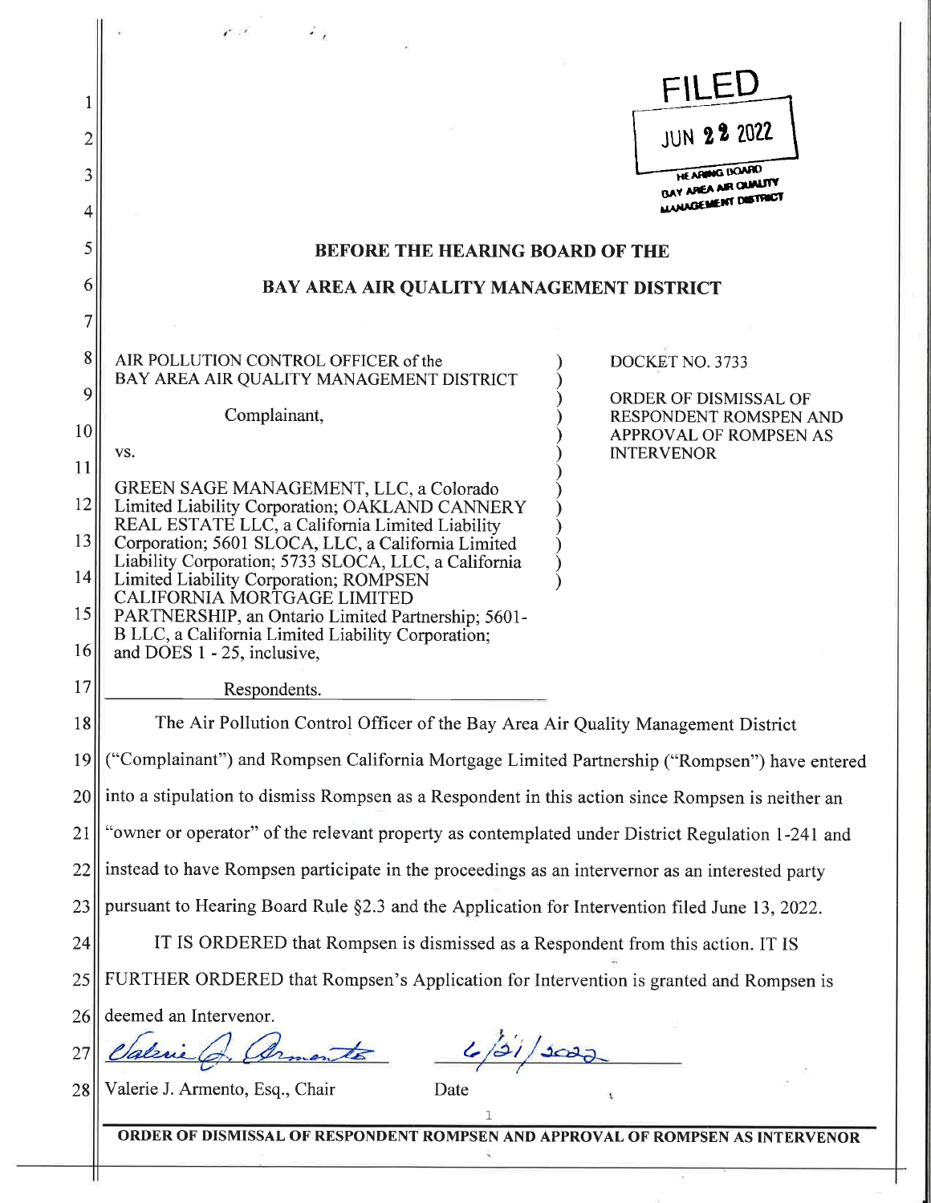FILED

JUN 22 2022

HEARING BOARD
BAY AREA AIR QUALITY
MANAGEMENT DISTRICT

## BEFORE THE HEARING BOARD OF THE

## BAY AREA AIR QUALITY MANAGEMENT DISTRICT

AIR POLLUTION CONTROL OFFICER of the BAY AREA AIR QUALITY MANAGEMENT DISTRICT

Complainant,

vs.

GREEN SAGE MANAGEMENT, LLC, a Colorado Limited Liability Corporation; OAKLAND CANNERY REAL ESTATE LLC, a California Limited Liability Corporation; 5601 SLOCA, LLC, a California Limited Liability Corporation; 5733 SLOCA, LLC, a California Limited Liability Corporation; ROMPSEN CALIFORNIA MORTGAGE LIMITED PARTNERSHIP, an Ontario Limited Partnership; 5601-B LLC, a California Limited Liability Corporation; and DOES 1 - 25, inclusive,

Respondents.

DOCKET NO. 3733

ORDER OF DISMISSAL OF RESPONDENT ROMPSEN AND APPROVAL OF ROMPSEN AS INTERVENOR

The Air Pollution Control Officer of the Bay Area Air Quality Management District ("Complainant") and Rompsen California Mortgage Limited Partnership ("Rompsen") have entered into a stipulation to dismiss Rompsen as a Respondent in this action since Rompsen is neither an "owner or operator" of the relevant property as contemplated under District Regulation 1-241 and instead to have Rompsen participate in the proceedings as an intervenor as an interested party pursuant to Hearing Board Rule §2.3 and the Application for Intervention filed June 13, 2022.

IT IS ORDERED that Rompsen is dismissed as a Respondent from this action. IT IS FURTHER ORDERED that Rompsen's Application for Intervention is granted and Rompsen is deemed an Intervenor.

Valerie J. Armento
Valerie J. Armento, Esq., Chair

6/21/2022
Date

ORDER OF DISMISSAL OF RESPONDENT ROMPSEN AND APPROVAL OF ROMPSEN AS INTERVENOR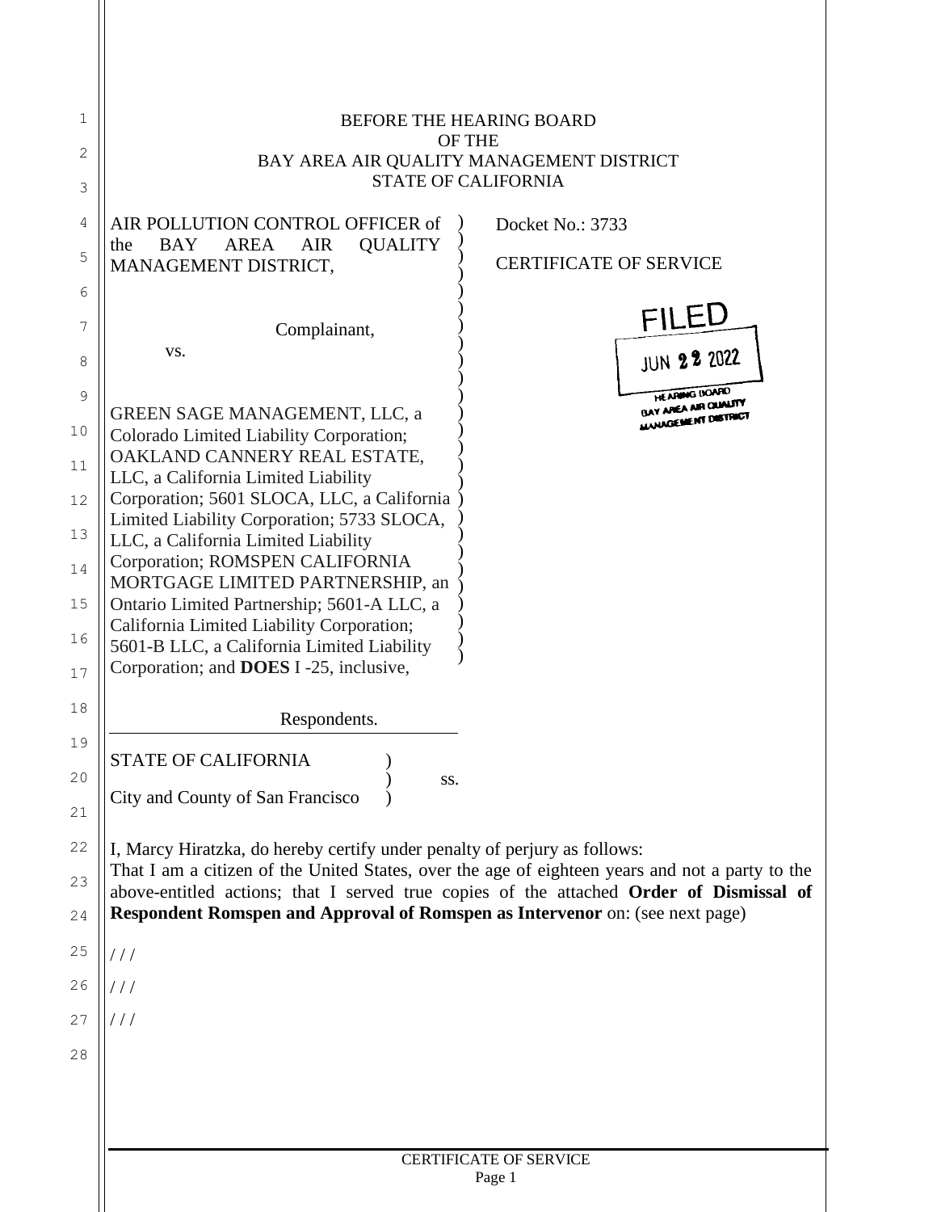BEFORE THE HEARING BOARD
OF THE
BAY AREA AIR QUALITY MANAGEMENT DISTRICT
STATE OF CALIFORNIA

AIR POLLUTION CONTROL OFFICER of the BAY AREA AIR QUALITY MANAGEMENT DISTRICT,

Complainant,

vs.

GREEN SAGE MANAGEMENT, LLC, a Colorado Limited Liability Corporation; OAKLAND CANNERY REAL ESTATE, LLC, a California Limited Liability Corporation; 5601 SLOCA, LLC, a California Limited Liability Corporation; 5733 SLOCA, LLC, a California Limited Liability Corporation; ROMSPEN CALIFORNIA MORTGAGE LIMITED PARTNERSHIP, an Ontario Limited Partnership; 5601-A LLC, a California Limited Liability Corporation; 5601-B LLC, a California Limited Liability Corporation; and **DOES** I -25, inclusive,

Respondents.

Docket No.: 3733

CERTIFICATE OF SERVICE

FILED
JUN 22 2022
HEARING BOARD
BAY AREA AIR QUALITY
MANAGEMENT DISTRICT

STATE OF CALIFORNIA )
) ss.
City and County of San Francisco )

I, Marcy Hiratzka, do hereby certify under penalty of perjury as follows:

That I am a citizen of the United States, over the age of eighteen years and not a party to the above-entitled actions; that I served true copies of the attached **Order of Dismissal of Respondent Romspen and Approval of Romspen as Intervenor** on: (see next page)

/ / /

/ / /

/ / /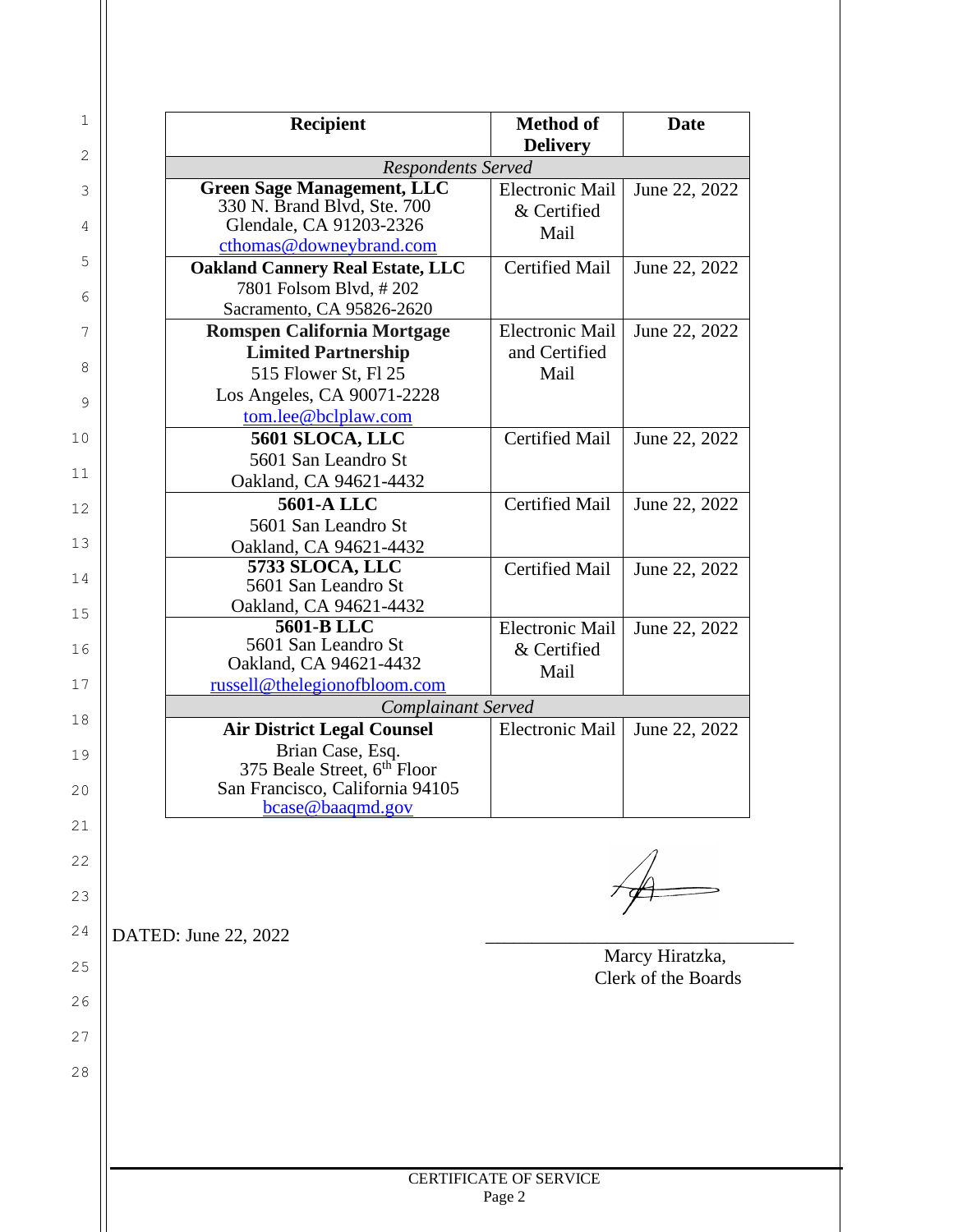| Recipient | Method of Delivery | Date |
|---|---|---|
| *Respondents Served* | | |
| **Green Sage Management, LLC** 330 N. Brand Blvd, Ste. 700 Glendale, CA 91203-2326 cthomas@downeybrand.com | Electronic Mail & Certified Mail | June 22, 2022 |
| **Oakland Cannery Real Estate, LLC** 7801 Folsom Blvd, # 202 Sacramento, CA 95826-2620 | Certified Mail | June 22, 2022 |
| **Romspen California Mortgage Limited Partnership** 515 Flower St, Fl 25 Los Angeles, CA 90071-2228 tom.lee@bclplaw.com | Electronic Mail and Certified Mail | June 22, 2022 |
| **5601 SLOCA, LLC** 5601 San Leandro St Oakland, CA 94621-4432 | Certified Mail | June 22, 2022 |
| **5601-A LLC** 5601 San Leandro St Oakland, CA 94621-4432 | Certified Mail | June 22, 2022 |
| **5733 SLOCA, LLC** 5601 San Leandro St Oakland, CA 94621-4432 | Certified Mail | June 22, 2022 |
| **5601-B LLC** 5601 San Leandro St Oakland, CA 94621-4432 russell@thelegionofbloom.com | Electronic Mail & Certified Mail | June 22, 2022 |
| *Complainant Served* | | |
| **Air District Legal Counsel** Brian Case, Esq. 375 Beale Street, 6th Floor San Francisco, California 94105 bcase@baaqmd.gov | Electronic Mail | June 22, 2022 |

DATED: June 22, 2022

Marcy Hiratzka,
Clerk of the Boards